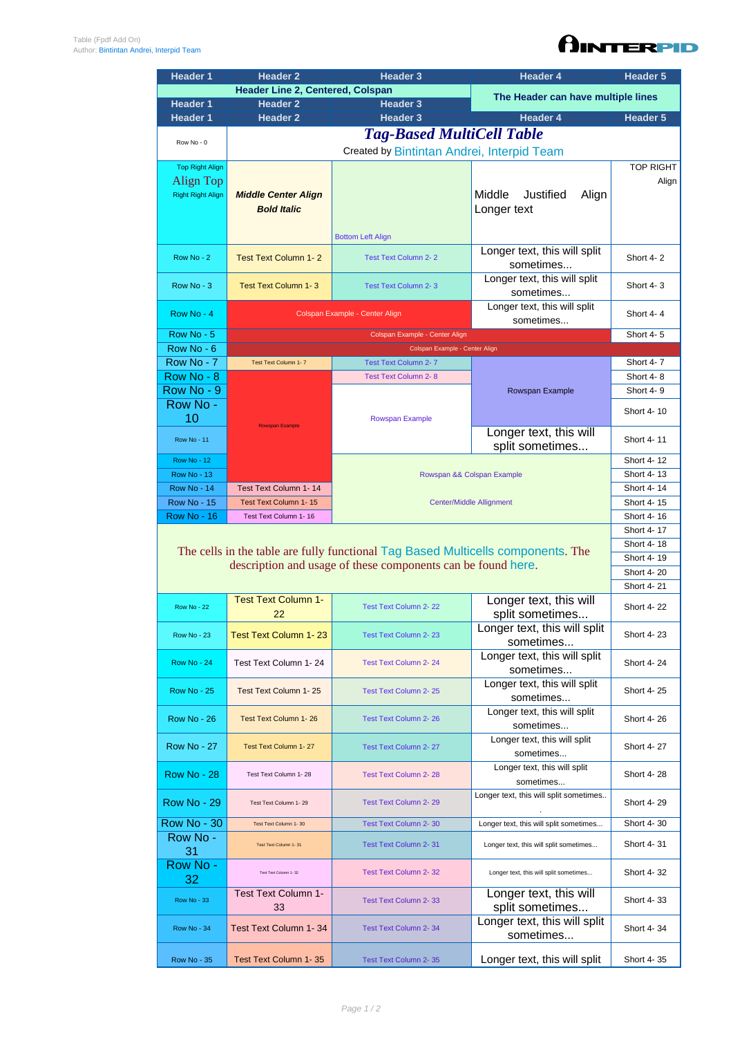Table (Fpdf Add On)
Author: Bintintan Andrei, Interpid Team

| Header 1 | Header 2 | Header 3 | Header 4 | Header 5 |
|---|---|---|---|---|
| Header Line 2, Centered, Colspan | | | The Header can have multiple lines | |
| Header 1 | Header 2 | Header 3 | | |
| Header 1 | Header 2 | Header 3 | Header 4 | Header 5 |
| Row No - 0 | ***Tag-Based MultiCell Table*** Created by Bintintan Andrei, Interpid Team | | | |
| Top Right Align Align Top Right Right Align | ***Middle Center Align Bold Italic*** | Bottom Left Align | Middle Justified Align Longer text | TOP RIGHT Align |
| Row No - 2 | Test Text Column 1- 2 | Test Text Column 2- 2 | Longer text, this will split sometimes... | Short 4- 2 |
| Row No - 3 | Test Text Column 1- 3 | Test Text Column 2- 3 | Longer text, this will split sometimes... | Short 4- 3 |
| Row No - 4 | Colspan Example - Center Align | | Longer text, this will split sometimes... | Short 4- 4 |
| Row No - 5 | Colspan Example - Center Align | | | Short 4- 5 |
| Row No - 6 | Colspan Example - Center Align | | | |
| Row No - 7 | Test Text Column 1- 7 | Test Text Column 2- 7 | Rowspan Example | Short 4- 7 |
| Row No - 8 | Rowspan Example | Test Text Column 2- 8 | | Short 4- 8 |
| Row No - 9 | | Rowspan Example | | Short 4- 9 |
| Row No - 10 | | | | Short 4- 10 |
| Row No - 11 | | | Longer text, this will split sometimes... | Short 4- 11 |
| Row No - 12 | | Rowspan && Colspan Example Center/Middle Allignment | | Short 4- 12 |
| Row No - 13 | | | | Short 4- 13 |
| Row No - 14 | Test Text Column 1- 14 | | | Short 4- 14 |
| Row No - 15 | Test Text Column 1- 15 | | | Short 4- 15 |
| Row No - 16 | Test Text Column 1- 16 | | | Short 4- 16 |
| The cells in the table are fully functional Tag Based Multicells components. The description and usage of these components can be found here. | | | | Short 4- 17 |
| | | | | Short 4- 18 |
| | | | | Short 4- 19 |
| | | | | Short 4- 20 |
| | | | | Short 4- 21 |
| Row No - 22 | Test Text Column 1- 22 | Test Text Column 2- 22 | Longer text, this will split sometimes... | Short 4- 22 |
| Row No - 23 | Test Text Column 1- 23 | Test Text Column 2- 23 | Longer text, this will split sometimes... | Short 4- 23 |
| Row No - 24 | Test Text Column 1- 24 | Test Text Column 2- 24 | Longer text, this will split sometimes... | Short 4- 24 |
| Row No - 25 | Test Text Column 1- 25 | Test Text Column 2- 25 | Longer text, this will split sometimes... | Short 4- 25 |
| Row No - 26 | Test Text Column 1- 26 | Test Text Column 2- 26 | Longer text, this will split sometimes... | Short 4- 26 |
| Row No - 27 | Test Text Column 1- 27 | Test Text Column 2- 27 | Longer text, this will split sometimes... | Short 4- 27 |
| Row No - 28 | Test Text Column 1- 28 | Test Text Column 2- 28 | Longer text, this will split sometimes... | Short 4- 28 |
| Row No - 29 | Test Text Column 1- 29 | Test Text Column 2- 29 | Longer text, this will split sometimes... | Short 4- 29 |
| Row No - 30 | Test Text Column 1- 30 | Test Text Column 2- 30 | Longer text, this will split sometimes... | Short 4- 30 |
| Row No - 31 | Test Text Column 1- 31 | Test Text Column 2- 31 | Longer text, this will split sometimes... | Short 4- 31 |
| Row No - 32 | Test Text Column 1- 32 | Test Text Column 2- 32 | Longer text, this will split sometimes... | Short 4- 32 |
| Row No - 33 | Test Text Column 1- 33 | Test Text Column 2- 33 | Longer text, this will split sometimes... | Short 4- 33 |
| Row No - 34 | Test Text Column 1- 34 | Test Text Column 2- 34 | Longer text, this will split sometimes... | Short 4- 34 |
| Row No - 35 | Test Text Column 1- 35 | Test Text Column 2- 35 | Longer text, this will split | Short 4- 35 |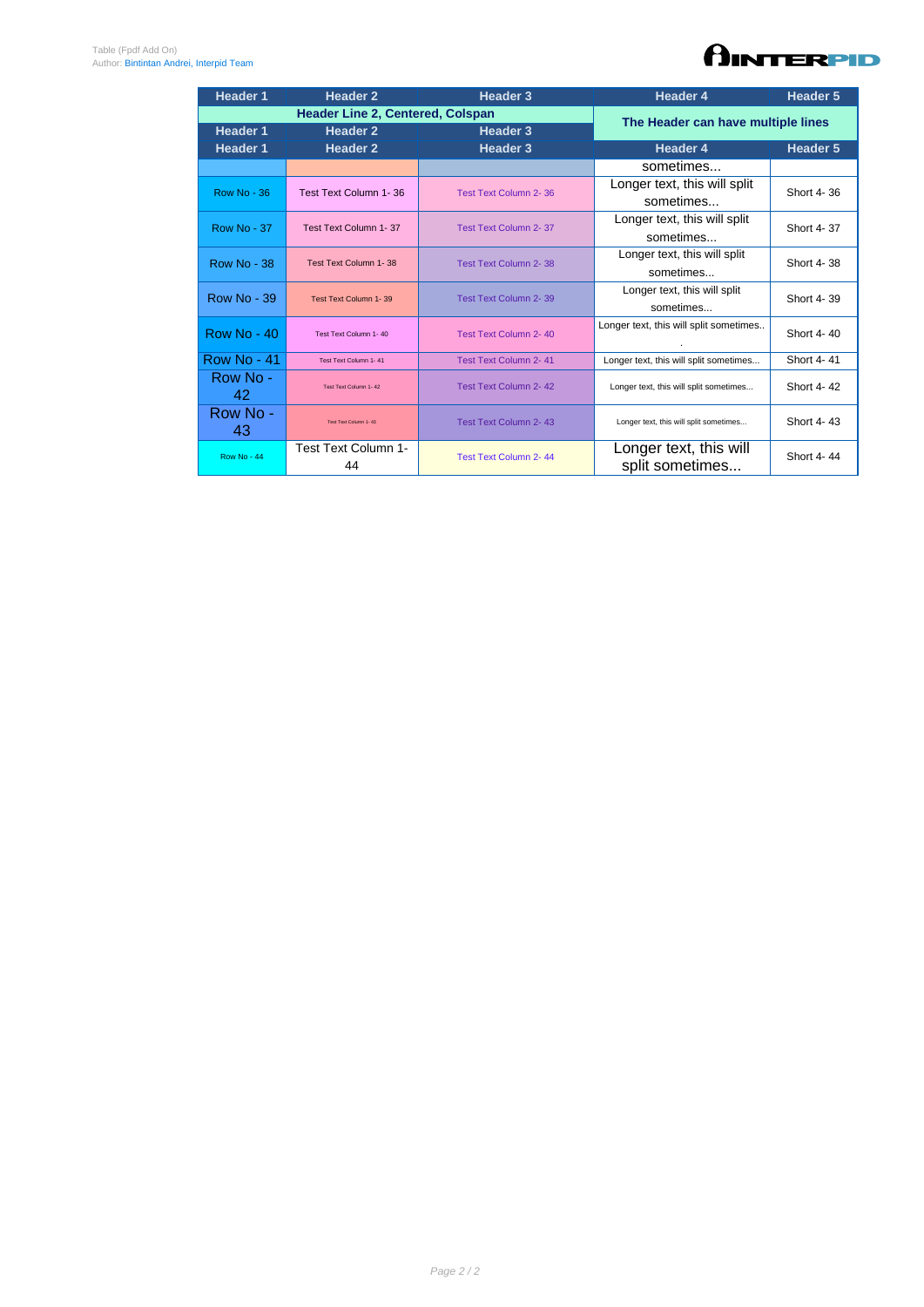| Header 1 | Header 2 | Header 3 | Header 4 | Header 5 |
|---|---|---|---|---|
| Header Line 2, Centered, Colspan | | | The Header can have multiple lines | |
| Header 1 | Header 2 | Header 3 | | |
| Header 1 | Header 2 | Header 3 | Header 4 | Header 5 |
| | | | sometimes... | |
| Row No - 36 | Test Text Column 1- 36 | Test Text Column 2- 36 | Longer text, this will split sometimes... | Short 4- 36 |
| Row No - 37 | Test Text Column 1- 37 | Test Text Column 2- 37 | Longer text, this will split sometimes... | Short 4- 37 |
| Row No - 38 | Test Text Column 1- 38 | Test Text Column 2- 38 | Longer text, this will split sometimes... | Short 4- 38 |
| Row No - 39 | Test Text Column 1- 39 | Test Text Column 2- 39 | Longer text, this will split sometimes... | Short 4- 39 |
| Row No - 40 | Test Text Column 1- 40 | Test Text Column 2- 40 | Longer text, this will split sometimes... | Short 4- 40 |
| Row No - 41 | Test Text Column 1- 41 | Test Text Column 2- 41 | Longer text, this will split sometimes... | Short 4- 41 |
| Row No - 42 | Test Text Column 1- 42 | Test Text Column 2- 42 | Longer text, this will split sometimes... | Short 4- 42 |
| Row No - 43 | Test Text Column 1- 43 | Test Text Column 2- 43 | Longer text, this will split sometimes... | Short 4- 43 |
| Row No - 44 | Test Text Column 1- 44 | Test Text Column 2- 44 | Longer text, this will split sometimes... | Short 4- 44 |